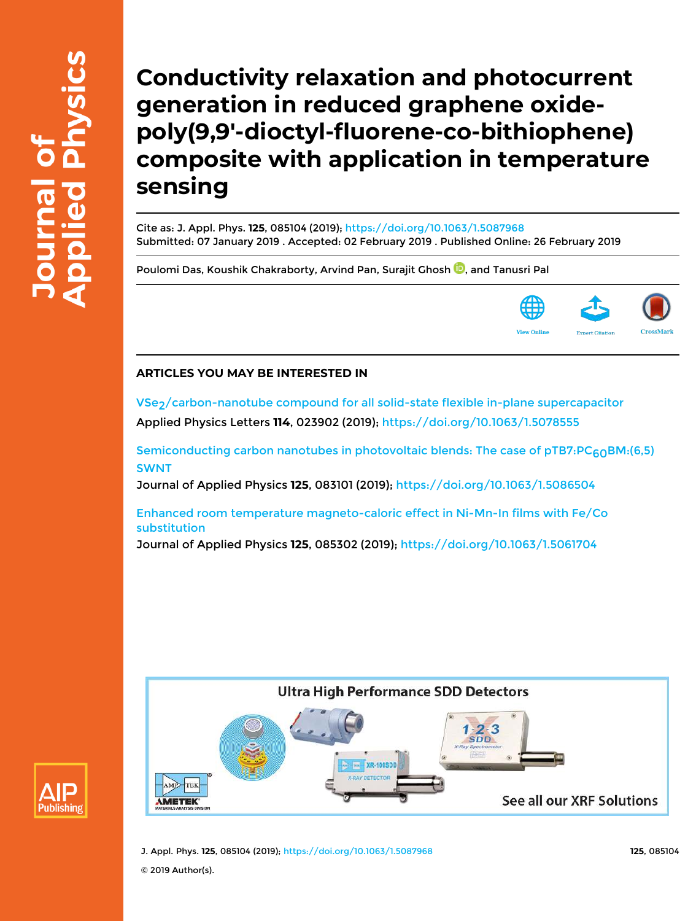# Conductivity relaxation and photocurrent generation in reduced graphene oxide-poly(9,9'-dioctyl-fluorene-co-bithiophene) composite with application in temperature sensing

Cite as: J. Appl. Phys. **125**, 085104 (2019); https://doi.org/10.1063/1.5087968

Submitted: 07 January 2019 . Accepted: 02 February 2019 . Published Online: 26 February 2019

Poulomi Das, Koushik Chakraborty, Arvind Pan, Surajit Ghosh, and Tanusri Pal

## ARTICLES YOU MAY BE INTERESTED IN

$VSe_2$/carbon-nanotube compound for all solid-state flexible in-plane supercapacitor

Applied Physics Letters **114**, 023902 (2019); https://doi.org/10.1063/1.5078555

Semiconducting carbon nanotubes in photovoltaic blends: The case of pTB7:$PC_{60}$BM:(6,5) SWNT

Journal of Applied Physics **125**, 083101 (2019); https://doi.org/10.1063/1.5086504

Enhanced room temperature magneto-caloric effect in Ni-Mn-In films with Fe/Co substitution

Journal of Applied Physics **125**, 085302 (2019); https://doi.org/10.1063/1.5061704

© 2019 Author(s).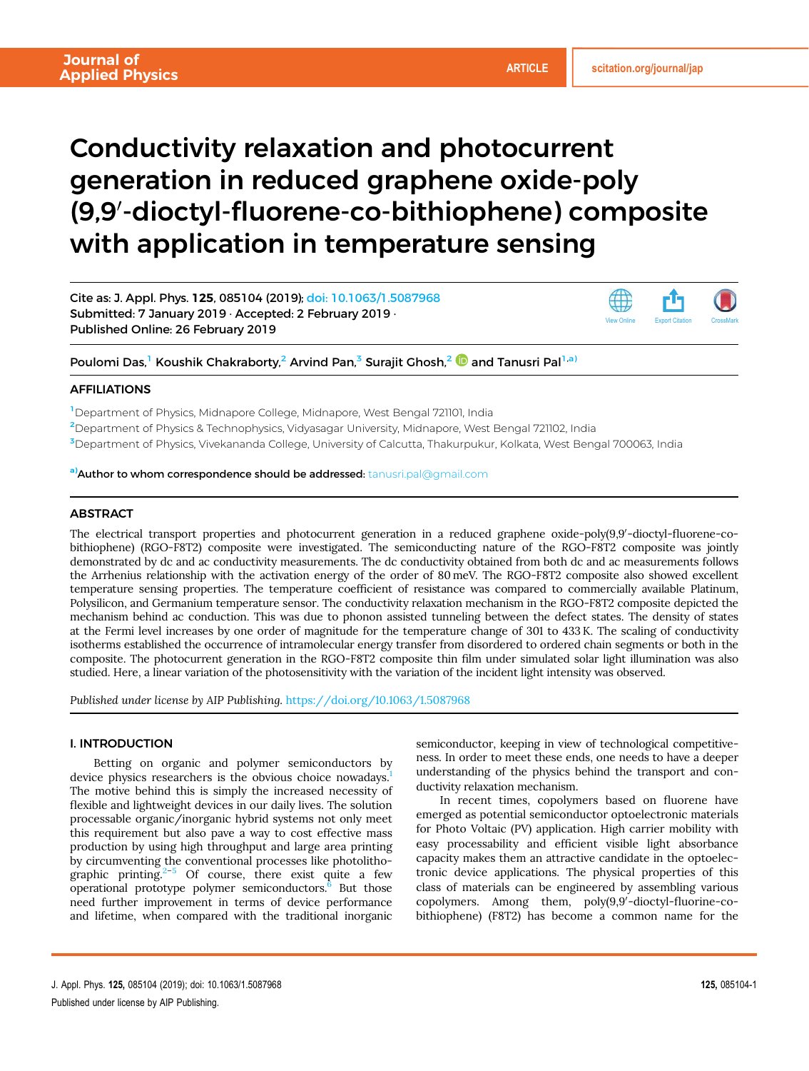# Conductivity relaxation and photocurrent generation in reduced graphene oxide-poly (9,9′-dioctyl-fluorene-co-bithiophene) composite with application in temperature sensing

Cite as: J. Appl. Phys. **125**, 085104 (2019); doi: 10.1063/1.5087968
Submitted: 7 January 2019 · Accepted: 2 February 2019 ·
Published Online: 26 February 2019

Poulomi Das,[1] Koushik Chakraborty,[2] Arvind Pan,[3] Surajit Ghosh,[2] and Tanusri Pal[1,a)]

## AFFILIATIONS

[1]Department of Physics, Midnapore College, Midnapore, West Bengal 721101, India

[2]Department of Physics & Technophysics, Vidyasagar University, Midnapore, West Bengal 721102, India

[3]Department of Physics, Vivekananda College, University of Calcutta, Thakurpukur, Kolkata, West Bengal 700063, India

[a)]Author to whom correspondence should be addressed: tanusri.pal@gmail.com

## ABSTRACT

The electrical transport properties and photocurrent generation in a reduced graphene oxide-poly(9,9′-dioctyl-fluorene-co-bithiophene) (RGO-F8T2) composite were investigated. The semiconducting nature of the RGO-F8T2 composite was jointly demonstrated by dc and ac conductivity measurements. The dc conductivity obtained from both dc and ac measurements follows the Arrhenius relationship with the activation energy of the order of 80 meV. The RGO-F8T2 composite also showed excellent temperature sensing properties. The temperature coefficient of resistance was compared to commercially available Platinum, Polysilicon, and Germanium temperature sensor. The conductivity relaxation mechanism in the RGO-F8T2 composite depicted the mechanism behind ac conduction. This was due to phonon assisted tunneling between the defect states. The density of states at the Fermi level increases by one order of magnitude for the temperature change of 301 to 433 K. The scaling of conductivity isotherms established the occurrence of intramolecular energy transfer from disordered to ordered chain segments or both in the composite. The photocurrent generation in the RGO-F8T2 composite thin film under simulated solar light illumination was also studied. Here, a linear variation of the photosensitivity with the variation of the incident light intensity was observed.

*Published under license by AIP Publishing.* https://doi.org/10.1063/1.5087968

## I. INTRODUCTION

Betting on organic and polymer semiconductors by device physics researchers is the obvious choice nowadays.[1] The motive behind this is simply the increased necessity of flexible and lightweight devices in our daily lives. The solution processable organic/inorganic hybrid systems not only meet this requirement but also pave a way to cost effective mass production by using high throughput and large area printing by circumventing the conventional processes like photolithographic printing.[2–5] Of course, there exist quite a few operational prototype polymer semiconductors.[6] But those need further improvement in terms of device performance and lifetime, when compared with the traditional inorganic semiconductor, keeping in view of technological competitiveness. In order to meet these ends, one needs to have a deeper understanding of the physics behind the transport and conductivity relaxation mechanism.

In recent times, copolymers based on fluorene have emerged as potential semiconductor optoelectronic materials for Photo Voltaic (PV) application. High carrier mobility with easy processability and efficient visible light absorbance capacity makes them an attractive candidate in the optoelectronic device applications. The physical properties of this class of materials can be engineered by assembling various copolymers. Among them, poly(9,9′-dioctyl-fluorine-co-bithiophene) (F8T2) has become a common name for the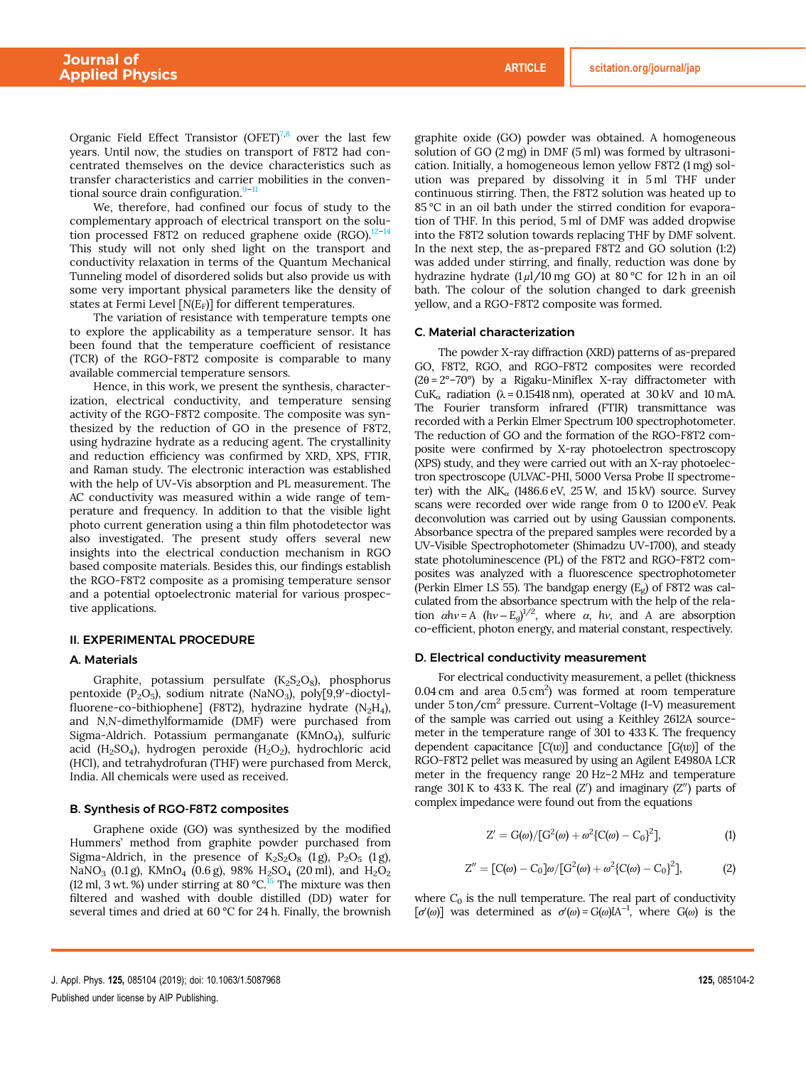Organic Field Effect Transistor (OFET)[7,8] over the last few years. Until now, the studies on transport of F8T2 had concentrated themselves on the device characteristics such as transfer characteristics and carrier mobilities in the conventional source drain configuration.[9–11]

We, therefore, had confined our focus of study to the complementary approach of electrical transport on the solution processed F8T2 on reduced graphene oxide (RGO).[12–14] This study will not only shed light on the transport and conductivity relaxation in terms of the Quantum Mechanical Tunneling model of disordered solids but also provide us with some very important physical parameters like the density of states at Fermi Level [$N(E_F)$] for different temperatures.

The variation of resistance with temperature tempts one to explore the applicability as a temperature sensor. It has been found that the temperature coefficient of resistance (TCR) of the RGO-F8T2 composite is comparable to many available commercial temperature sensors.

Hence, in this work, we present the synthesis, characterization, electrical conductivity, and temperature sensing activity of the RGO-F8T2 composite. The composite was synthesized by the reduction of GO in the presence of F8T2, using hydrazine hydrate as a reducing agent. The crystallinity and reduction efficiency was confirmed by XRD, XPS, FTIR, and Raman study. The electronic interaction was established with the help of UV-Vis absorption and PL measurement. The AC conductivity was measured within a wide range of temperature and frequency. In addition to that the visible light photo current generation using a thin film photodetector was also investigated. The present study offers several new insights into the electrical conduction mechanism in RGO based composite materials. Besides this, our findings establish the RGO-F8T2 composite as a promising temperature sensor and a potential optoelectronic material for various prospective applications.

## II. EXPERIMENTAL PROCEDURE

### A. Materials

Graphite, potassium persulfate ($K_2S_2O_8$), phosphorus pentoxide ($P_2O_5$), sodium nitrate ($NaNO_3$), poly[9,9′-dioctylfluorene-co-bithiophene] (F8T2), hydrazine hydrate ($N_2H_4$), and N,N-dimethylformamide (DMF) were purchased from Sigma-Aldrich. Potassium permanganate ($KMnO_4$), sulfuric acid ($H_2SO_4$), hydrogen peroxide ($H_2O_2$), hydrochloric acid (HCl), and tetrahydrofuran (THF) were purchased from Merck, India. All chemicals were used as received.

### B. Synthesis of RGO-F8T2 composites

Graphene oxide (GO) was synthesized by the modified Hummers' method from graphite powder purchased from Sigma-Aldrich, in the presence of $K_2S_2O_8$ (1 g), $P_2O_5$ (1 g), $NaNO_3$ (0.1 g), $KMnO_4$ (0.6 g), 98% $H_2SO_4$ (20 ml), and $H_2O_2$ (12 ml, 3 wt. %) under stirring at 80 °C.[15] The mixture was then filtered and washed with double distilled (DD) water for several times and dried at 60 °C for 24 h. Finally, the brownish graphite oxide (GO) powder was obtained. A homogeneous solution of GO (2 mg) in DMF (5 ml) was formed by ultrasonication. Initially, a homogeneous lemon yellow F8T2 (1 mg) solution was prepared by dissolving it in 5 ml THF under continuous stirring. Then, the F8T2 solution was heated up to 85 °C in an oil bath under the stirred condition for evaporation of THF. In this period, 5 ml of DMF was added dropwise into the F8T2 solution towards replacing THF by DMF solvent. In the next step, the as-prepared F8T2 and GO solution (1:2) was added under stirring, and finally, reduction was done by hydrazine hydrate (1 $\mu$l/10 mg GO) at 80 °C for 12 h in an oil bath. The colour of the solution changed to dark greenish yellow, and a RGO-F8T2 composite was formed.

### C. Material characterization

The powder X-ray diffraction (XRD) patterns of as-prepared GO, F8T2, RGO, and RGO-F8T2 composites were recorded ($2\theta = 2°–70°$) by a Rigaku-Miniflex X-ray diffractometer with $CuK_\alpha$ radiation ($\lambda = 0.15418$ nm), operated at 30 kV and 10 mA. The Fourier transform infrared (FTIR) transmittance was recorded with a Perkin Elmer Spectrum 100 spectrophotometer. The reduction of GO and the formation of the RGO-F8T2 composite were confirmed by X-ray photoelectron spectroscopy (XPS) study, and they were carried out with an X-ray photoelectron spectroscope (ULVAC-PHI, 5000 Versa Probe II spectrometer) with the $AlK_\alpha$ (1486.6 eV, 25 W, and 15 kV) source. Survey scans were recorded over wide range from 0 to 1200 eV. Peak deconvolution was carried out by using Gaussian components. Absorbance spectra of the prepared samples were recorded by a UV-Visible Spectrophotometer (Shimadzu UV-1700), and steady state photoluminescence (PL) of the F8T2 and RGO-F8T2 composites was analyzed with a fluorescence spectrophotometer (Perkin Elmer LS 55). The bandgap energy ($E_g$) of F8T2 was calculated from the absorbance spectrum with the help of the relation $\alpha h\nu = A\,(h\nu - E_g)^{1/2}$, where $\alpha$, $h\nu$, and A are absorption co-efficient, photon energy, and material constant, respectively.

### D. Electrical conductivity measurement

For electrical conductivity measurement, a pellet (thickness 0.04 cm and area 0.5 $cm^2$) was formed at room temperature under 5 ton/$cm^2$ pressure. Current-Voltage (I-V) measurement of the sample was carried out using a Keithley 2612A sourcemeter in the temperature range of 301 to 433 K. The frequency dependent capacitance [$C(w)$] and conductance [$G(w)$] of the RGO-F8T2 pellet was measured by using an Agilent E4980A LCR meter in the frequency range 20 Hz–2 MHz and temperature range 301 K to 433 K. The real ($Z'$) and imaginary ($Z''$) parts of complex impedance were found out from the equations

$$Z' = G(\omega)/[G^2(\omega) + \omega^2\{C(\omega) - C_0\}^2], \tag{1}$$

$$Z'' = [C(\omega) - C_0]\omega/[G^2(\omega) + \omega^2\{C(\omega) - C_0\}^2], \tag{2}$$

where $C_0$ is the null temperature. The real part of conductivity [$\sigma'(\omega)$] was determined as $\sigma'(\omega) = G(\omega)lA^{-1}$, where $G(\omega)$ is the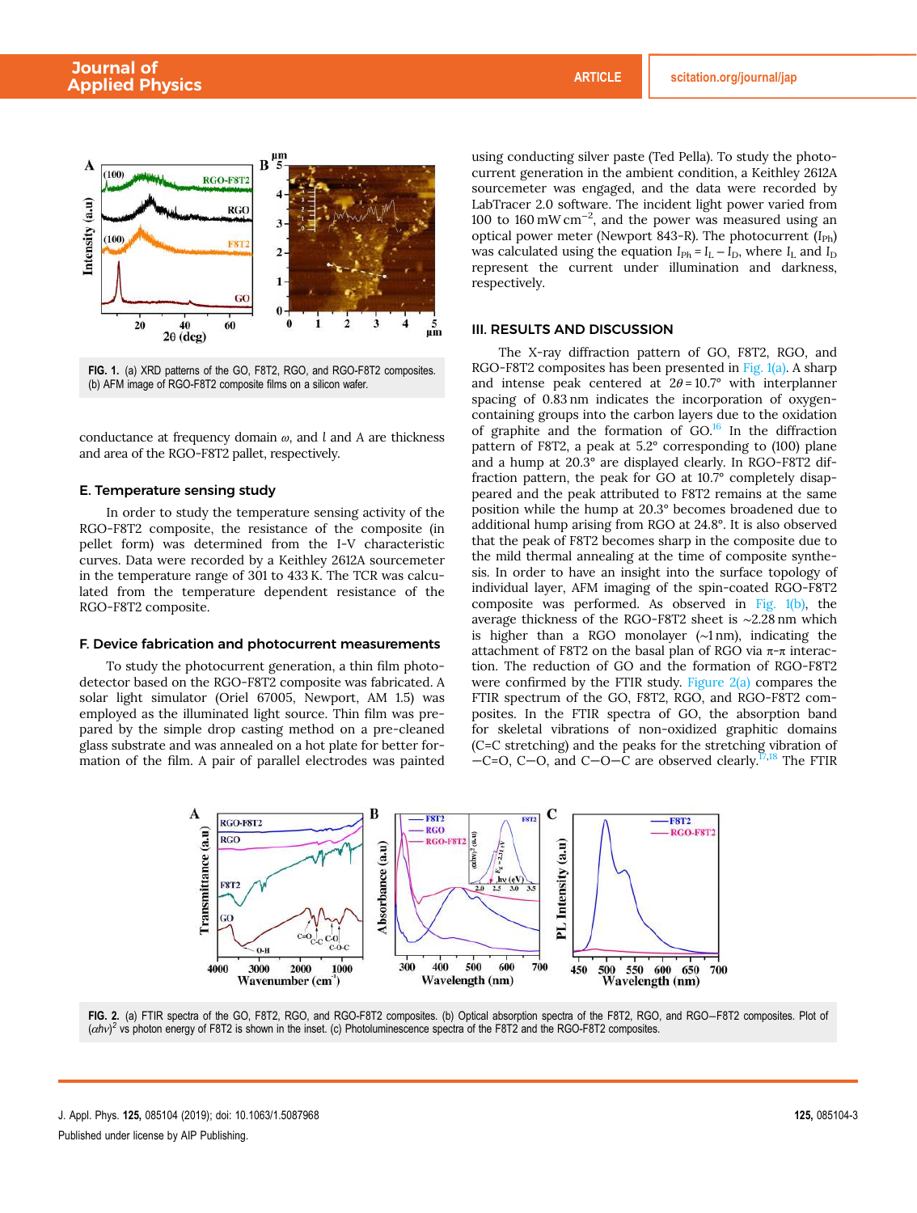A
(100)
RGO-F8T2
RGO
(100)
F8T2
GO
Intensity (a.u)
20
40
60
2θ (deg)

B
μm
5
4
3
2
1
0
0
1
2
3
4
5
μm

FIG. 1. (a) XRD patterns of the GO, F8T2, RGO, and RGO-F8T2 composites. (b) AFM image of RGO-F8T2 composite films on a silicon wafer.

conductance at frequency domain $\omega$, and $l$ and A are thickness and area of the RGO-F8T2 pallet, respectively.

### E. Temperature sensing study

In order to study the temperature sensing activity of the RGO-F8T2 composite, the resistance of the composite (in pellet form) was determined from the I-V characteristic curves. Data were recorded by a Keithley 2612A sourcemeter in the temperature range of 301 to 433 K. The TCR was calculated from the temperature dependent resistance of the RGO-F8T2 composite.

### F. Device fabrication and photocurrent measurements

To study the photocurrent generation, a thin film photodetector based on the RGO-F8T2 composite was fabricated. A solar light simulator (Oriel 67005, Newport, AM 1.5) was employed as the illuminated light source. Thin film was prepared by the simple drop casting method on a pre-cleaned glass substrate and was annealed on a hot plate for better formation of the film. A pair of parallel electrodes was painted using conducting silver paste (Ted Pella). To study the photocurrent generation in the ambient condition, a Keithley 2612A sourcemeter was engaged, and the data were recorded by LabTracer 2.0 software. The incident light power varied from 100 to 160 mW $cm^{-2}$, and the power was measured using an optical power meter (Newport 843-R). The photocurrent ($I_{Ph}$) was calculated using the equation $I_{Ph} = I_L - I_D$, where $I_L$ and $I_D$ represent the current under illumination and darkness, respectively.

## III. RESULTS AND DISCUSSION

The X-ray diffraction pattern of GO, F8T2, RGO, and RGO-F8T2 composites has been presented in Fig. 1(a). A sharp and intense peak centered at $2\theta = 10.7°$ with interplanner spacing of 0.83 nm indicates the incorporation of oxygen-containing groups into the carbon layers due to the oxidation of graphite and the formation of GO.[16] In the diffraction pattern of F8T2, a peak at 5.2° corresponding to (100) plane and a hump at 20.3° are displayed clearly. In RGO-F8T2 diffraction pattern, the peak for GO at 10.7° completely disappeared and the peak attributed to F8T2 remains at the same position while the hump at 20.3° becomes broadened due to additional hump arising from RGO at 24.8°. It is also observed that the peak of F8T2 becomes sharp in the composite due to the mild thermal annealing at the time of composite synthesis. In order to have an insight into the surface topology of individual layer, AFM imaging of the spin-coated RGO-F8T2 composite was performed. As observed in Fig. 1(b), the average thickness of the RGO-F8T2 sheet is ~2.28 nm which is higher than a RGO monolayer (~1 nm), indicating the attachment of F8T2 on the basal plan of RGO via π-π interaction. The reduction of GO and the formation of RGO-F8T2 were confirmed by the FTIR study. Figure 2(a) compares the FTIR spectrum of the GO, F8T2, RGO, and RGO-F8T2 composites. In the FTIR spectra of GO, the absorption band for skeletal vibrations of non-oxidized graphitic domains (C=C stretching) and the peaks for the stretching vibration of −C=O, C−O, and C−O−C are observed clearly.[17,18] The FTIR

A
RGO-F8T2
RGO
F8T2
GO
O-H
C=O
C-C
C-O
C-O-C
Transmittance (a.u)
4000
3000
2000
1000
Wavenumber (cm⁻¹)

B
F8T2
RGO
RGO-F8T2
F8T2
$(\alpha h\nu)^2$ (a.u)
$E_g$ = 2.31 eV
hν (eV)
2.0
2.5
3.0
3.5
Absorbance (a.u)
300
400
500
600
700
Wavelength (nm)

C
F8T2
RGO-F8T2
PL Intensity (a.u)
450
500
550
600
650
700
Wavelength (nm)

FIG. 2. (a) FTIR spectra of the GO, F8T2, RGO, and RGO-F8T2 composites. (b) Optical absorption spectra of the F8T2, RGO, and RGO−F8T2 composites. Plot of $(\alpha h\nu)^2$ vs photon energy of F8T2 is shown in the inset. (c) Photoluminescence spectra of the F8T2 and the RGO-F8T2 composites.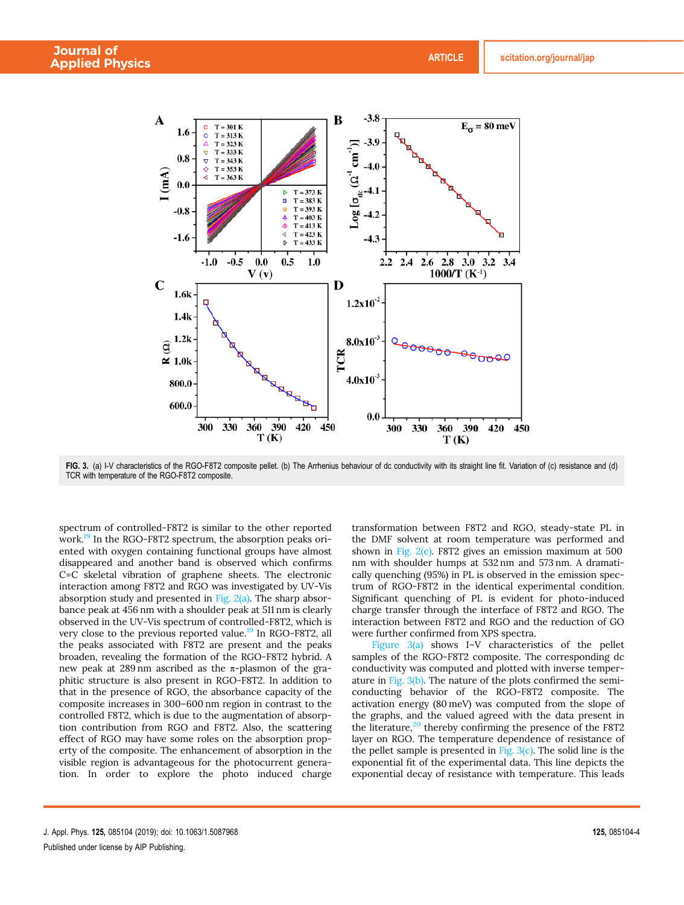A

1.6

0.8

0.0

-0.8

-1.6

I (mA)

-1.0 -0.5 0.0 0.5 1.0

V (v)

T = 301 K
T = 313 K
T = 323 K
T = 333 K
T = 343 K
T = 353 K
T = 363 K

T = 373 K
T = 383 K
T = 393 K
T = 403 K
T = 413 K
T = 423 K
T = 433 K

B

$E_\sigma$ = 80 meV

-3.8

-3.9

-4.0

-4.1

-4.2

-4.3

Log [$\sigma_{dc}$ ($\Omega^{-1}$ cm$^{-1}$)]

2.2 2.4 2.6 2.8 3.0 3.2 3.4

1000/T (K$^{-1}$)

C

1.6k

1.4k

1.2k

1.0k

800.0

600.0

R ($\Omega$)

300 330 360 390 420 450

T (K)

D

1.2x10$^{-2}$

8.0x10$^{-3}$

4.0x10$^{-3}$

0.0

TCR

300 330 360 390 420 450

T (K)

FIG. 3. (a) I-V characteristics of the RGO-F8T2 composite pellet. (b) The Arrhenius behaviour of dc conductivity with its straight line fit. Variation of (c) resistance and (d) TCR with temperature of the RGO-F8T2 composite.

spectrum of controlled-F8T2 is similar to the other reported work.[19] In the RGO-F8T2 spectrum, the absorption peaks oriented with oxygen containing functional groups have almost disappeared and another band is observed which confirms C=C skeletal vibration of graphene sheets. The electronic interaction among F8T2 and RGO was investigated by UV-Vis absorption study and presented in Fig. 2(a). The sharp absorbance peak at 456 nm with a shoulder peak at 511 nm is clearly observed in the UV-Vis spectrum of controlled-F8T2, which is very close to the previous reported value.[19] In RGO-F8T2, all the peaks associated with F8T2 are present and the peaks broaden, revealing the formation of the RGO-F8T2 hybrid. A new peak at 289 nm ascribed as the $\pi$-plasmon of the graphitic structure is also present in RGO-F8T2. In addition to that in the presence of RGO, the absorbance capacity of the composite increases in 300–600 nm region in contrast to the controlled F8T2, which is due to the augmentation of absorption contribution from RGO and F8T2. Also, the scattering effect of RGO may have some roles on the absorption property of the composite. The enhancement of absorption in the visible region is advantageous for the photocurrent generation. In order to explore the photo induced charge transformation between F8T2 and RGO, steady-state PL in the DMF solvent at room temperature was performed and shown in Fig. 2(c). F8T2 gives an emission maximum at 500 nm with shoulder humps at 532 nm and 573 nm. A dramatically quenching (95%) in PL is observed in the emission spectrum of RGO-F8T2 in the identical experimental condition. Significant quenching of PL is evident for photo-induced charge transfer through the interface of F8T2 and RGO. The interaction between F8T2 and RGO and the reduction of GO were further confirmed from XPS spectra.

Figure 3(a) shows I–V characteristics of the pellet samples of the RGO-F8T2 composite. The corresponding dc conductivity was computed and plotted with inverse temperature in Fig. 3(b). The nature of the plots confirmed the semi-conducting behavior of the RGO-F8T2 composite. The activation energy (80 meV) was computed from the slope of the graphs, and the valued agreed with the data present in the literature,[20] thereby confirming the presence of the F8T2 layer on RGO. The temperature dependence of resistance of the pellet sample is presented in Fig. 3(c). The solid line is the exponential fit of the experimental data. This line depicts the exponential decay of resistance with temperature. This leads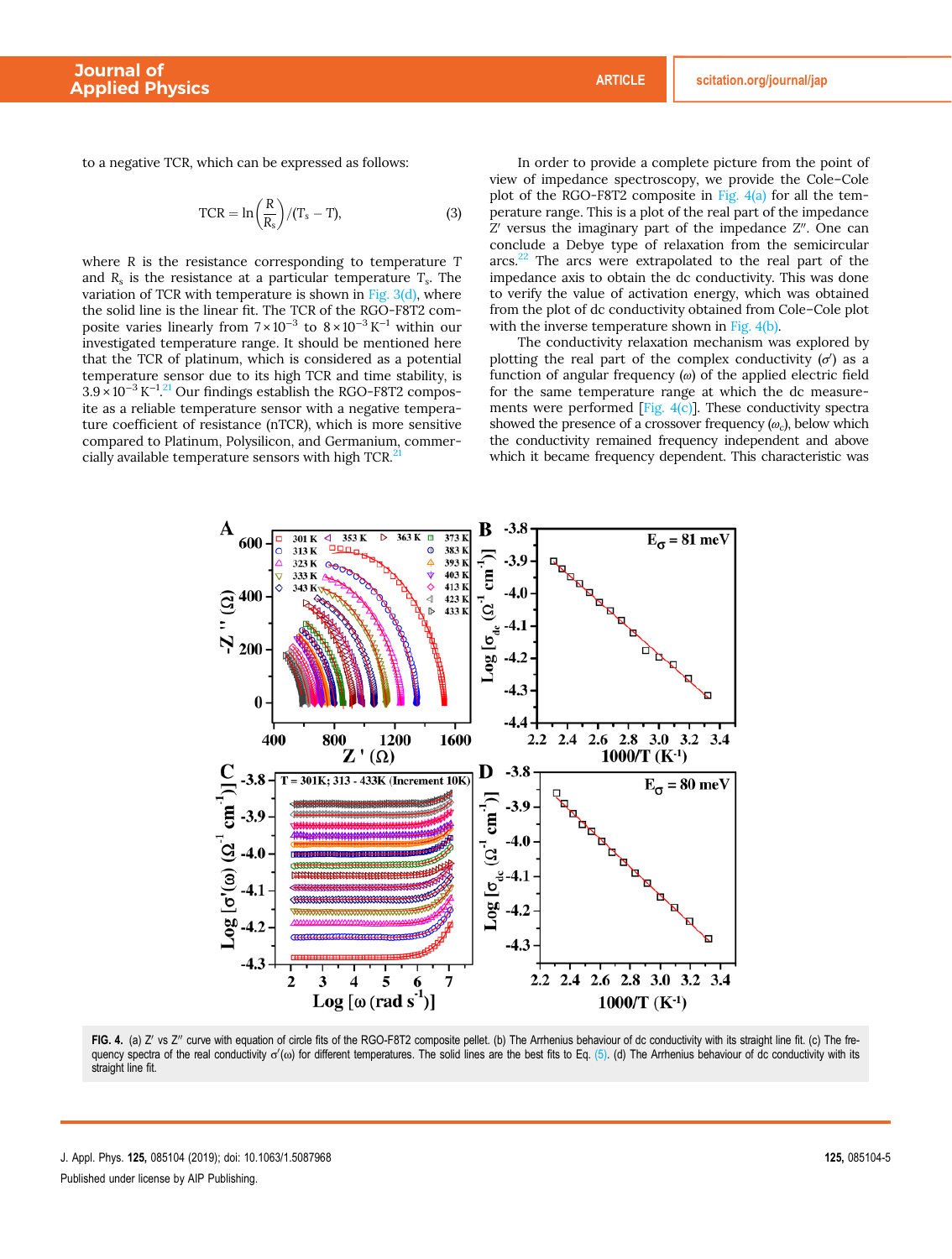to a negative TCR, which can be expressed as follows:

$$\mathrm{TCR} = \ln\left(\frac{R}{R_s}\right)/(T_s - T), \tag{3}$$

where $R$ is the resistance corresponding to temperature $T$ and $R_s$ is the resistance at a particular temperature $T_s$. The variation of TCR with temperature is shown in Fig. 3(d), where the solid line is the linear fit. The TCR of the RGO-F8T2 composite varies linearly from $7\times10^{-3}$ to $8\times10^{-3}\,\mathrm{K}^{-1}$ within our investigated temperature range. It should be mentioned here that the TCR of platinum, which is considered as a potential temperature sensor due to its high TCR and time stability, is $3.9\times10^{-3}\,\mathrm{K}^{-1}$.[21] Our findings establish the RGO-F8T2 composite as a reliable temperature sensor with a negative temperature coefficient of resistance (nTCR), which is more sensitive compared to Platinum, Polysilicon, and Germanium, commercially available temperature sensors with high TCR.[21]

In order to provide a complete picture from the point of view of impedance spectroscopy, we provide the Cole–Cole plot of the RGO-F8T2 composite in Fig. 4(a) for all the temperature range. This is a plot of the real part of the impedance $Z'$ versus the imaginary part of the impedance $Z''$. One can conclude a Debye type of relaxation from the semicircular arcs.[22] The arcs were extrapolated to the real part of the impedance axis to obtain the dc conductivity. This was done to verify the value of activation energy, which was obtained from the plot of dc conductivity obtained from Cole–Cole plot with the inverse temperature shown in Fig. 4(b).

The conductivity relaxation mechanism was explored by plotting the real part of the complex conductivity ($\sigma'$) as a function of angular frequency ($\omega$) of the applied electric field for the same temperature range at which the dc measurements were performed [Fig. 4(c)]. These conductivity spectra showed the presence of a crossover frequency ($\omega_c$), below which the conductivity remained frequency independent and above which it became frequency dependent. This characteristic was

A
600
400
200
0
-Z '' (Ω)
301 K, 313 K, 323 K, 333 K, 343 K, 353 K, 363 K, 373 K, 383 K, 393 K, 403 K, 413 K, 423 K, 433 K
400 800 1200 1600
Z ' (Ω)

B
$E_\sigma$ = 81 meV
-3.8 -3.9 -4.0 -4.1 -4.2 -4.3 -4.4
Log [σdc (Ω-1 cm-1)]
2.2 2.4 2.6 2.8 3.0 3.2 3.4
1000/T (K-1)

C
T = 301K; 313 - 433K (Increment 10K)
-3.8 -3.9 -4.0 -4.1 -4.2 -4.3
Log [σ'(ω) (Ω-1 cm-1)]
2 3 4 5 6 7
Log [ω (rad s-1)]

D
$E_\sigma$ = 80 meV
-3.8 -3.9 -4.0 -4.1 -4.2 -4.3
Log [σdc (Ω-1 cm-1)]
2.2 2.4 2.6 2.8 3.0 3.2 3.4
1000/T (K-1)

**FIG. 4.** (a) $Z'$ vs $Z''$ curve with equation of circle fits of the RGO-F8T2 composite pellet. (b) The Arrhenius behaviour of dc conductivity with its straight line fit. (c) The frequency spectra of the real conductivity $\sigma'(\omega)$ for different temperatures. The solid lines are the best fits to Eq. (5). (d) The Arrhenius behaviour of dc conductivity with its straight line fit.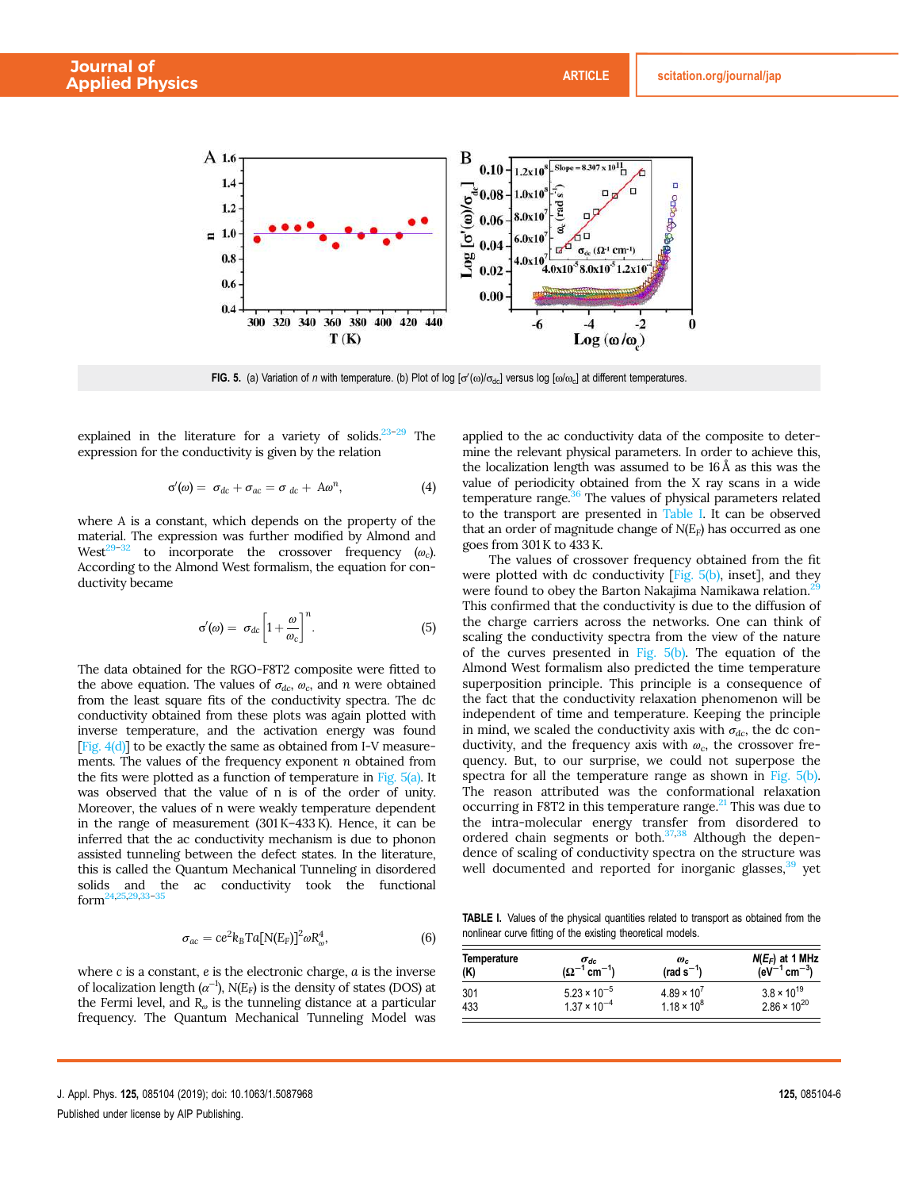A

1.6
1.4
1.2
1.0
0.8
0.6
0.4

n

300 320 340 360 380 400 420 440

T (K)

B

0.10
0.08
0.06
0.04
0.02
0.00

Log [σ'(ω)/σ$_{dc}$]

-6 -4 -2 0

Log (ω/ω$_c$)

1.2x10$^8$
1.0x10$^8$
8.0x10$^7$
6.0x10$^7$
4.0x10$^7$

Slope = 8.397 x 10$^{11}$

ω$_c$ (rad s$^{-1}$)

σ$_{dc}$ (Ω$^{-1}$ cm$^{-1}$)

4.0x10$^{-5}$ 8.0x10$^{-5}$ 1.2x10$^{-4}$

**FIG. 5.** (a) Variation of *n* with temperature. (b) Plot of log [σ′(ω)/σ$_{dc}$] versus log [ω/ω$_c$] at different temperatures.

explained in the literature for a variety of solids.[23–29] The expression for the conductivity is given by the relation

$$\sigma'(\omega) = \sigma_{dc} + \sigma_{ac} = \sigma_{dc} + A\omega^n, \tag{4}$$

where A is a constant, which depends on the property of the material. The expression was further modified by Almond and West[29–32] to incorporate the crossover frequency ($\omega_c$). According to the Almond West formalism, the equation for conductivity became

$$\sigma'(\omega) = \sigma_{dc}\left[1 + \frac{\omega}{\omega_c}\right]^n. \tag{5}$$

The data obtained for the RGO-F8T2 composite were fitted to the above equation. The values of $\sigma_{dc}$, $\omega_c$, and $n$ were obtained from the least square fits of the conductivity spectra. The dc conductivity obtained from these plots was again plotted with inverse temperature, and the activation energy was found [Fig. 4(d)] to be exactly the same as obtained from I-V measurements. The values of the frequency exponent $n$ obtained from the fits were plotted as a function of temperature in Fig. 5(a). It was observed that the value of n is of the order of unity. Moreover, the values of n were weakly temperature dependent in the range of measurement (301 K–433 K). Hence, it can be inferred that the ac conductivity mechanism is due to phonon assisted tunneling between the defect states. In the literature, this is called the Quantum Mechanical Tunneling in disordered solids and the ac conductivity took the functional form[24,25,29,33–35]

$$\sigma_{ac} = ce^2 k_B T a[N(E_F)]^2 \omega R_\omega^4, \tag{6}$$

where c is a constant, e is the electronic charge, a is the inverse of localization length ($\alpha^{-1}$), N($E_F$) is the density of states (DOS) at the Fermi level, and $R_\omega$ is the tunneling distance at a particular frequency. The Quantum Mechanical Tunneling Model was applied to the ac conductivity data of the composite to determine the relevant physical parameters. In order to achieve this, the localization length was assumed to be 16 Å as this was the value of periodicity obtained from the X ray scans in a wide temperature range.[36] The values of physical parameters related to the transport are presented in Table I. It can be observed that an order of magnitude change of N($E_F$) has occurred as one goes from 301 K to 433 K.

The values of crossover frequency obtained from the fit were plotted with dc conductivity [Fig. 5(b), inset], and they were found to obey the Barton Nakajima Namikawa relation.[29] This confirmed that the conductivity is due to the diffusion of the charge carriers across the networks. One can think of scaling the conductivity spectra from the view of the nature of the curves presented in Fig. 5(b). The equation of the Almond West formalism also predicted the time temperature superposition principle. This principle is a consequence of the fact that the conductivity relaxation phenomenon will be independent of time and temperature. Keeping the principle in mind, we scaled the conductivity axis with $\sigma_{dc}$, the dc conductivity, and the frequency axis with $\omega_c$, the crossover frequency. But, to our surprise, we could not superpose the spectra for all the temperature range as shown in Fig. 5(b). The reason attributed was the conformational relaxation occurring in F8T2 in this temperature range.[21] This was due to the intra-molecular energy transfer from disordered to ordered chain segments or both.[37,38] Although the dependence of scaling of conductivity spectra on the structure was well documented and reported for inorganic glasses,[39] yet

**TABLE I.** Values of the physical quantities related to transport as obtained from the nonlinear curve fitting of the existing theoretical models.

| Temperature (K) | $\sigma_{dc}$ ($\Omega^{-1}$ cm$^{-1}$) | $\omega_c$ (rad s$^{-1}$) | N($E_F$) at 1 MHz (eV$^{-1}$ cm$^{-3}$) |
|---|---|---|---|
| 301 | $5.23 \times 10^{-5}$ | $4.89 \times 10^{7}$ | $3.8 \times 10^{19}$ |
| 433 | $1.37 \times 10^{-4}$ | $1.18 \times 10^{8}$ | $2.86 \times 10^{20}$ |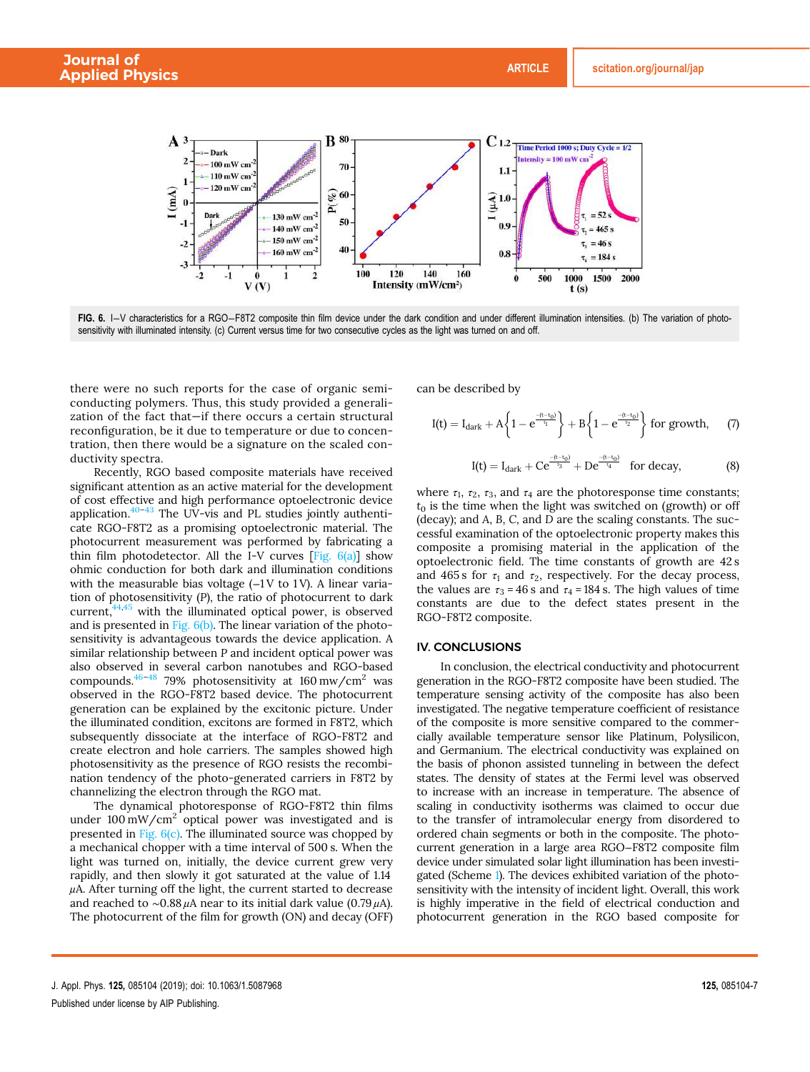A
3
2
1
0
-1
-2
-3
I (mA)
-2 -1 0 1 2
V (V)
Dark
100 mW cm$^{-2}$
110 mW cm$^{-2}$
120 mW cm$^{-2}$
Dark
130 mW cm$^{-2}$
140 mW cm$^{-2}$
150 mW cm$^{-2}$
160 mW cm$^{-2}$

B
80
70
60
50
40
P (%)
100 120 140 160
Intensity (mW/cm²)

C
1.2
1.1
1.0
0.9
0.8
I (μA)
0 500 1000 1500 2000
t (s)
Time Period 1000 s; Duty Cycle = 1/2
Intensity = 100 mW cm$^{-2}$
$\tau_1$ = 52 s
$\tau_2$ = 465 s
$\tau_3$ = 46 s
$\tau_4$ = 184 s

FIG. 6. I–V characteristics for a RGO–F8T2 composite thin film device under the dark condition and under different illumination intensities. (b) The variation of photosensitivity with illuminated intensity. (c) Current versus time for two consecutive cycles as the light was turned on and off.

there were no such reports for the case of organic semiconducting polymers. Thus, this study provided a generalization of the fact that—if there occurs a certain structural reconfiguration, be it due to temperature or due to concentration, then there would be a signature on the scaled conductivity spectra.

Recently, RGO based composite materials have received significant attention as an active material for the development of cost effective and high performance optoelectronic device application.[40–43] The UV-vis and PL studies jointly authenticate RGO-F8T2 as a promising optoelectronic material. The photocurrent measurement was performed by fabricating a thin film photodetector. All the I-V curves [Fig. 6(a)] show ohmic conduction for both dark and illumination conditions with the measurable bias voltage (–1 V to 1 V). A linear variation of photosensitivity (P), the ratio of photocurrent to dark current,[44,45] with the illuminated optical power, is observed and is presented in Fig. 6(b). The linear variation of the photosensitivity is advantageous towards the device application. A similar relationship between P and incident optical power was also observed in several carbon nanotubes and RGO-based compounds.[46–48] 79% photosensitivity at 160 mw/cm$^2$ was observed in the RGO-F8T2 based device. The photocurrent generation can be explained by the excitonic picture. Under the illuminated condition, excitons are formed in F8T2, which subsequently dissociate at the interface of RGO-F8T2 and create electron and hole carriers. The samples showed high photosensitivity as the presence of RGO resists the recombination tendency of the photo-generated carriers in F8T2 by channelizing the electron through the RGO mat.

The dynamical photoresponse of RGO-F8T2 thin films under 100 mW/cm$^2$ optical power was investigated and is presented in Fig. 6(c). The illuminated source was chopped by a mechanical chopper with a time interval of 500 s. When the light was turned on, initially, the device current grew very rapidly, and then slowly it got saturated at the value of 1.14 $\mu$A. After turning off the light, the current started to decrease and reached to ~0.88 $\mu$A near to its initial dark value (0.79 $\mu$A). The photocurrent of the film for growth (ON) and decay (OFF) can be described by

$$I(t) = I_{dark} + A\left\{1 - e^{\frac{-(t-t_0)}{\tau_1}}\right\} + B\left\{1 - e^{\frac{-(t-t_0)}{\tau_2}}\right\} \text{ for growth,} \quad (7)$$

$$I(t) = I_{dark} + Ce^{\frac{-(t-t_0)}{\tau_3}} + De^{\frac{-(t-t_0)}{\tau_4}} \quad \text{for decay,} \quad (8)$$

where $\tau_1$, $\tau_2$, $\tau_3$, and $\tau_4$ are the photoresponse time constants; $t_0$ is the time when the light was switched on (growth) or off (decay); and A, B, C, and D are the scaling constants. The successful examination of the optoelectronic property makes this composite a promising material in the application of the optoelectronic field. The time constants of growth are 42 s and 465 s for $\tau_1$ and $\tau_2$, respectively. For the decay process, the values are $\tau_3$ = 46 s and $\tau_4$ = 184 s. The high values of time constants are due to the defect states present in the RGO-F8T2 composite.

## IV. CONCLUSIONS

In conclusion, the electrical conductivity and photocurrent generation in the RGO-F8T2 composite have been studied. The temperature sensing activity of the composite has also been investigated. The negative temperature coefficient of resistance of the composite is more sensitive compared to the commercially available temperature sensor like Platinum, Polysilicon, and Germanium. The electrical conductivity was explained on the basis of phonon assisted tunneling in between the defect states. The density of states at the Fermi level was observed to increase with an increase in temperature. The absence of scaling in conductivity isotherms was claimed to occur due to the transfer of intramolecular energy from disordered to ordered chain segments or both in the composite. The photocurrent generation in a large area RGO–F8T2 composite film device under simulated solar light illumination has been investigated (Scheme 1). The devices exhibited variation of the photosensitivity with the intensity of incident light. Overall, this work is highly imperative in the field of electrical conduction and photocurrent generation in the RGO based composite for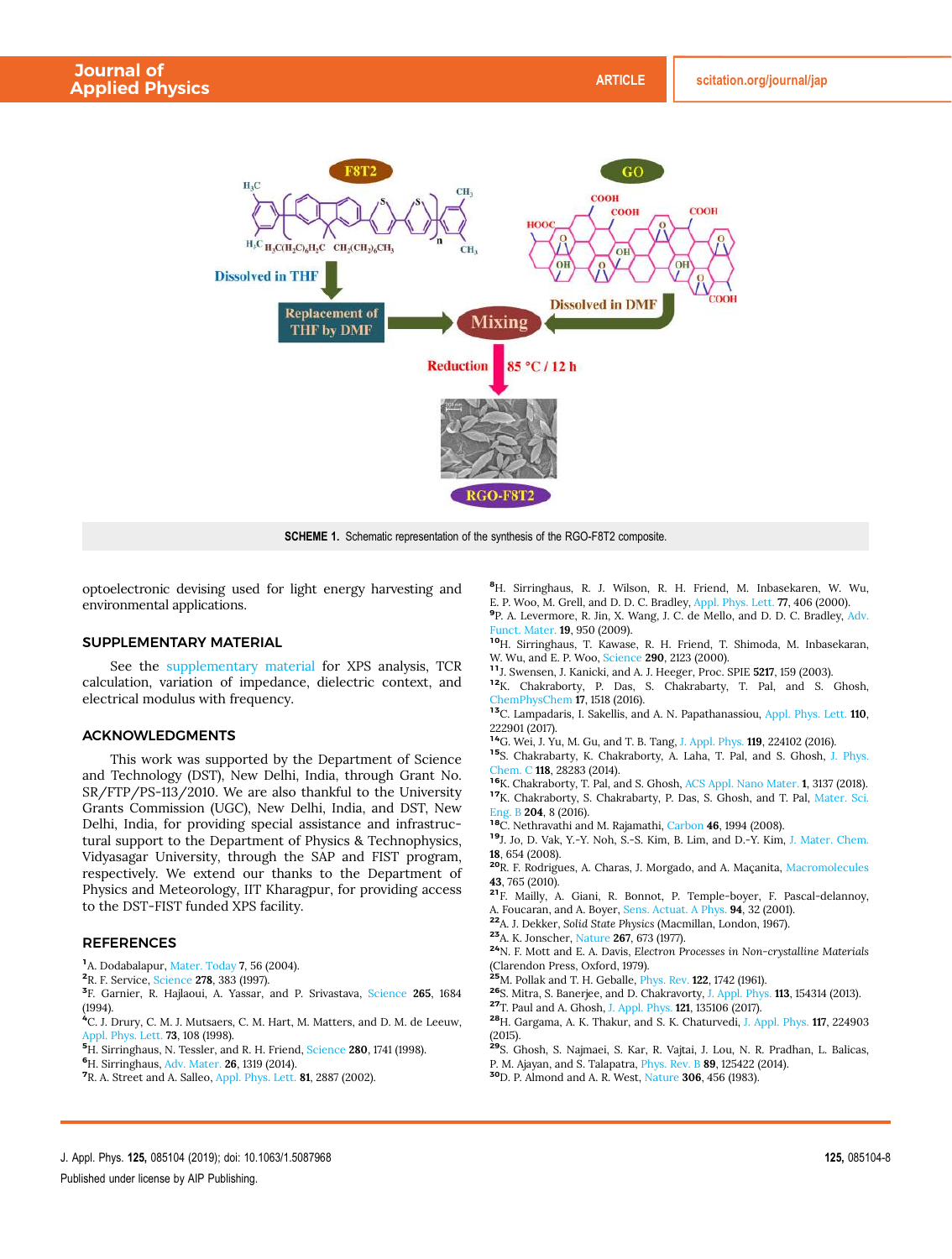SCHEME 1. Schematic representation of the synthesis of the RGO-F8T2 composite.

optoelectronic devising used for light energy harvesting and environmental applications.

## SUPPLEMENTARY MATERIAL

See the supplementary material for XPS analysis, TCR calculation, variation of impedance, dielectric context, and electrical modulus with frequency.

## ACKNOWLEDGMENTS

This work was supported by the Department of Science and Technology (DST), New Delhi, India, through Grant No. SR/FTP/PS-113/2010. We are also thankful to the University Grants Commission (UGC), New Delhi, India, and DST, New Delhi, India, for providing special assistance and infrastructural support to the Department of Physics & Technophysics, Vidyasagar University, through the SAP and FIST program, respectively. We extend our thanks to the Department of Physics and Meteorology, IIT Kharagpur, for providing access to the DST-FIST funded XPS facility.

## REFERENCES

[1] A. Dodabalapur, Mater. Today **7**, 56 (2004).
[2] R. F. Service, Science **278**, 383 (1997).
[3] F. Garnier, R. Hajlaoui, A. Yassar, and P. Srivastava, Science **265**, 1684 (1994).
[4] C. J. Drury, C. M. J. Mutsaers, C. M. Hart, M. Matters, and D. M. de Leeuw, Appl. Phys. Lett. **73**, 108 (1998).
[5] H. Sirringhaus, N. Tessler, and R. H. Friend, Science **280**, 1741 (1998).
[6] H. Sirringhaus, Adv. Mater. **26**, 1319 (2014).
[7] R. A. Street and A. Salleo, Appl. Phys. Lett. **81**, 2887 (2002).
[8] H. Sirringhaus, R. J. Wilson, R. H. Friend, M. Inbasekaren, W. Wu, E. P. Woo, M. Grell, and D. D. C. Bradley, Appl. Phys. Lett. **77**, 406 (2000).
[9] P. A. Levermore, R. Jin, X. Wang, J. C. de Mello, and D. D. C. Bradley, Adv. Funct. Mater. **19**, 950 (2009).
[10] H. Sirringhaus, T. Kawase, R. H. Friend, T. Shimoda, M. Inbasekaran, W. Wu, and E. P. Woo, Science **290**, 2123 (2000).
[11] J. Swensen, J. Kanicki, and A. J. Heeger, Proc. SPIE **5217**, 159 (2003).
[12] K. Chakraborty, P. Das, S. Chakrabarty, T. Pal, and S. Ghosh, ChemPhysChem **17**, 1518 (2016).
[13] C. Lampadaris, I. Sakellis, and A. N. Papathanassiou, Appl. Phys. Lett. **110**, 222901 (2017).
[14] G. Wei, J. Yu, M. Gu, and T. B. Tang, J. Appl. Phys. **119**, 224102 (2016).
[15] S. Chakrabarty, K. Chakraborty, A. Laha, T. Pal, and S. Ghosh, J. Phys. Chem. C **118**, 28283 (2014).
[16] K. Chakraborty, T. Pal, and S. Ghosh, ACS Appl. Nano Mater. **1**, 3137 (2018).
[17] K. Chakraborty, S. Chakrabarty, P. Das, S. Ghosh, and T. Pal, Mater. Sci. Eng. B **204**, 8 (2016).
[18] C. Nethravathi and M. Rajamathi, Carbon **46**, 1994 (2008).
[19] J. Jo, D. Vak, Y.-Y. Noh, S.-S. Kim, B. Lim, and D.-Y. Kim, J. Mater. Chem. **18**, 654 (2008).
[20] R. F. Rodrigues, A. Charas, J. Morgado, and A. Maçanita, Macromolecules **43**, 765 (2010).
[21] F. Mailly, A. Giani, R. Bonnot, P. Temple-boyer, F. Pascal-delannoy, A. Foucaran, and A. Boyer, Sens. Actuat. A Phys. **94**, 32 (2001).
[22] A. J. Dekker, *Solid State Physics* (Macmillan, London, 1967).
[23] A. K. Jonscher, Nature **267**, 673 (1977).
[24] N. F. Mott and E. A. Davis, *Electron Processes in Non-crystalline Materials* (Clarendon Press, Oxford, 1979).
[25] M. Pollak and T. H. Geballe, Phys. Rev. **122**, 1742 (1961).
[26] S. Mitra, S. Banerjee, and D. Chakravorty, J. Appl. Phys. **113**, 154314 (2013).
[27] T. Paul and A. Ghosh, J. Appl. Phys. **121**, 135106 (2017).
[28] H. Gargama, A. K. Thakur, and S. K. Chaturvedi, J. Appl. Phys. **117**, 224903 (2015).
[29] S. Ghosh, S. Najmaei, S. Kar, R. Vajtai, J. Lou, N. R. Pradhan, L. Balicas, P. M. Ajayan, and S. Talapatra, Phys. Rev. B **89**, 125422 (2014).
[30] D. P. Almond and A. R. West, Nature **306**, 456 (1983).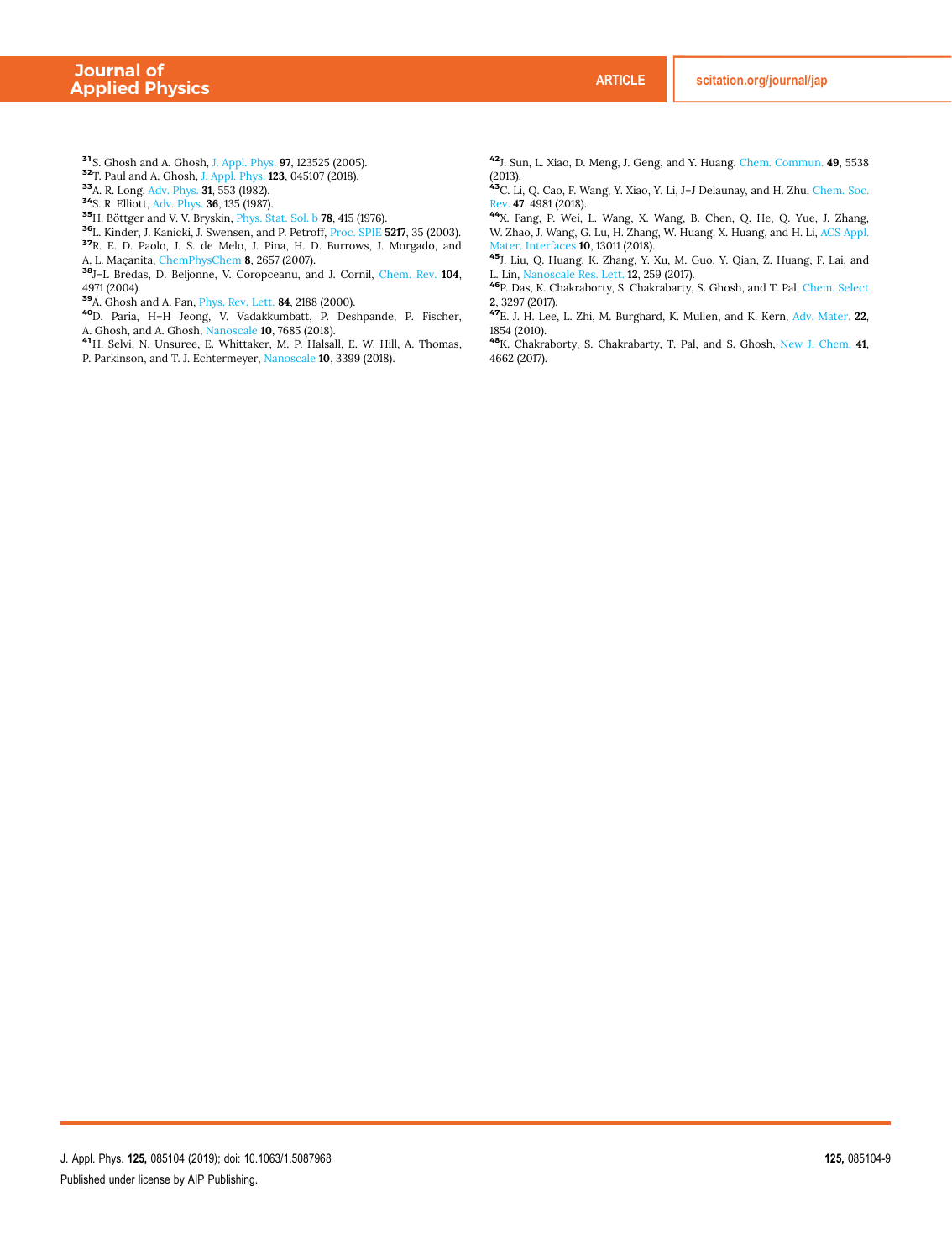[31] S. Ghosh and A. Ghosh, J. Appl. Phys. **97**, 123525 (2005).
[32] T. Paul and A. Ghosh, J. Appl. Phys. **123**, 045107 (2018).
[33] A. R. Long, Adv. Phys. **31**, 553 (1982).
[34] S. R. Elliott, Adv. Phys. **36**, 135 (1987).
[35] H. Böttger and V. V. Bryskin, Phys. Stat. Sol. b **78**, 415 (1976).
[36] L. Kinder, J. Kanicki, J. Swensen, and P. Petroff, Proc. SPIE **5217**, 35 (2003).
[37] R. E. D. Paolo, J. S. de Melo, J. Pina, H. D. Burrows, J. Morgado, and A. L. Maçanita, ChemPhysChem **8**, 2657 (2007).
[38] J–L Brédas, D. Beljonne, V. Coropceanu, and J. Cornil, Chem. Rev. **104**, 4971 (2004).
[39] A. Ghosh and A. Pan, Phys. Rev. Lett. **84**, 2188 (2000).
[40] D. Paria, H–H Jeong, V. Vadakkumbatt, P. Deshpande, P. Fischer, A. Ghosh, and A. Ghosh, Nanoscale **10**, 7685 (2018).
[41] H. Selvi, N. Unsuree, E. Whittaker, M. P. Halsall, E. W. Hill, A. Thomas, P. Parkinson, and T. J. Echtermeyer, Nanoscale **10**, 3399 (2018).
[42] J. Sun, L. Xiao, D. Meng, J. Geng, and Y. Huang, Chem. Commun. **49**, 5538 (2013).
[43] C. Li, Q. Cao, F. Wang, Y. Xiao, Y. Li, J–J Delaunay, and H. Zhu, Chem. Soc. Rev. **47**, 4981 (2018).
[44] X. Fang, P. Wei, L. Wang, X. Wang, B. Chen, Q. He, Q. Yue, J. Zhang, W. Zhao, J. Wang, G. Lu, H. Zhang, W. Huang, X. Huang, and H. Li, ACS Appl. Mater. Interfaces **10**, 13011 (2018).
[45] J. Liu, Q. Huang, K. Zhang, Y. Xu, M. Guo, Y. Qian, Z. Huang, F. Lai, and L. Lin, Nanoscale Res. Lett. **12**, 259 (2017).
[46] P. Das, K. Chakraborty, S. Chakrabarty, S. Ghosh, and T. Pal, Chem. Select **2**, 3297 (2017).
[47] E. J. H. Lee, L. Zhi, M. Burghard, K. Mullen, and K. Kern, Adv. Mater. **22**, 1854 (2010).
[48] K. Chakraborty, S. Chakrabarty, T. Pal, and S. Ghosh, New J. Chem. **41**, 4662 (2017).